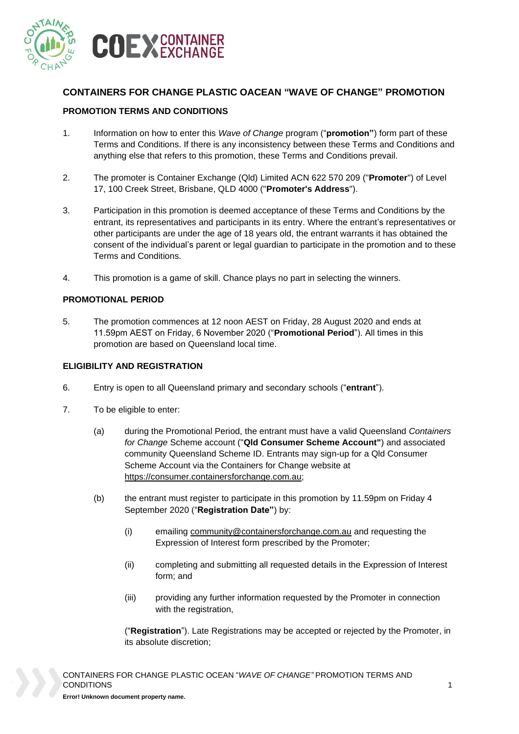## CONTAINERS FOR CHANGE PLASTIC OACEAN "WAVE OF CHANGE" PROMOTION

### PROMOTION TERMS AND CONDITIONS

1. Information on how to enter this *Wave of Change* program ("**promotion"**) form part of these Terms and Conditions. If there is any inconsistency between these Terms and Conditions and anything else that refers to this promotion, these Terms and Conditions prevail.

2. The promoter is Container Exchange (Qld) Limited ACN 622 570 209 ("**Promoter**") of Level 17, 100 Creek Street, Brisbane, QLD 4000 ("**Promoter's Address**").

3. Participation in this promotion is deemed acceptance of these Terms and Conditions by the entrant, its representatives and participants in its entry. Where the entrant's representatives or other participants are under the age of 18 years old, the entrant warrants it has obtained the consent of the individual's parent or legal guardian to participate in the promotion and to these Terms and Conditions.

4. This promotion is a game of skill. Chance plays no part in selecting the winners.

### PROMOTIONAL PERIOD

5. The promotion commences at 12 noon AEST on Friday, 28 August 2020 and ends at 11.59pm AEST on Friday, 6 November 2020 ("**Promotional Period**"). All times in this promotion are based on Queensland local time.

### ELIGIBILITY AND REGISTRATION

6. Entry is open to all Queensland primary and secondary schools ("**entrant**").

7. To be eligible to enter:

   (a) during the Promotional Period, the entrant must have a valid Queensland *Containers for Change* Scheme account ("**Qld Consumer Scheme Account"**) and associated community Queensland Scheme ID. Entrants may sign-up for a Qld Consumer Scheme Account via the Containers for Change website at https://consumer.containersforchange.com.au;

   (b) the entrant must register to participate in this promotion by 11.59pm on Friday 4 September 2020 ("**Registration Date"**) by:

      (i) emailing community@containersforchange.com.au and requesting the Expression of Interest form prescribed by the Promoter;

      (ii) completing and submitting all requested details in the Expression of Interest form; and

      (iii) providing any further information requested by the Promoter in connection with the registration,

   ("**Registration**"). Late Registrations may be accepted or rejected by the Promoter, in its absolute discretion;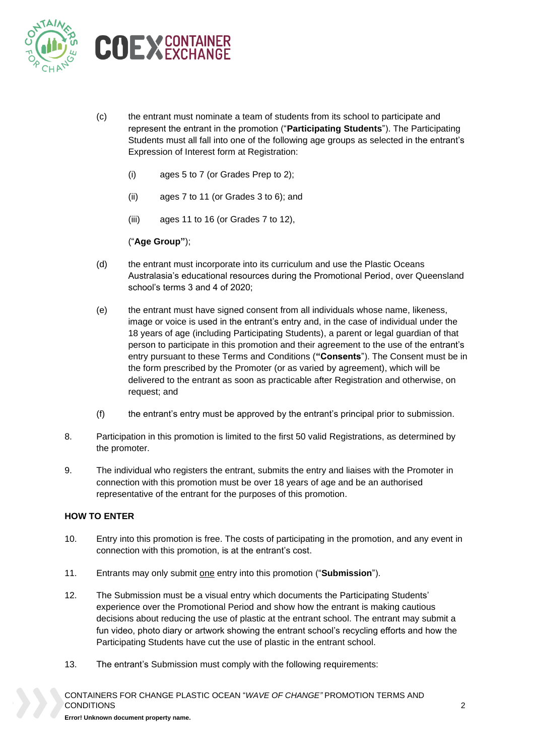(c) the entrant must nominate a team of students from its school to participate and represent the entrant in the promotion ("**Participating Students**"). The Participating Students must all fall into one of the following age groups as selected in the entrant's Expression of Interest form at Registration:

  (i) ages 5 to 7 (or Grades Prep to 2);

  (ii) ages 7 to 11 (or Grades 3 to 6); and

  (iii) ages 11 to 16 (or Grades 7 to 12),

  ("**Age Group"**);

(d) the entrant must incorporate into its curriculum and use the Plastic Oceans Australasia's educational resources during the Promotional Period, over Queensland school's terms 3 and 4 of 2020;

(e) the entrant must have signed consent from all individuals whose name, likeness, image or voice is used in the entrant's entry and, in the case of individual under the 18 years of age (including Participating Students), a parent or legal guardian of that person to participate in this promotion and their agreement to the use of the entrant's entry pursuant to these Terms and Conditions (**"Consents**"). The Consent must be in the form prescribed by the Promoter (or as varied by agreement), which will be delivered to the entrant as soon as practicable after Registration and otherwise, on request; and

(f) the entrant's entry must be approved by the entrant's principal prior to submission.

8. Participation in this promotion is limited to the first 50 valid Registrations, as determined by the promoter.

9. The individual who registers the entrant, submits the entry and liaises with the Promoter in connection with this promotion must be over 18 years of age and be an authorised representative of the entrant for the purposes of this promotion.

**HOW TO ENTER**

10. Entry into this promotion is free. The costs of participating in the promotion, and any event in connection with this promotion, is at the entrant's cost.

11. Entrants may only submit one entry into this promotion ("**Submission**").

12. The Submission must be a visual entry which documents the Participating Students' experience over the Promotional Period and show how the entrant is making cautious decisions about reducing the use of plastic at the entrant school. The entrant may submit a fun video, photo diary or artwork showing the entrant school's recycling efforts and how the Participating Students have cut the use of plastic in the entrant school.

13. The entrant's Submission must comply with the following requirements: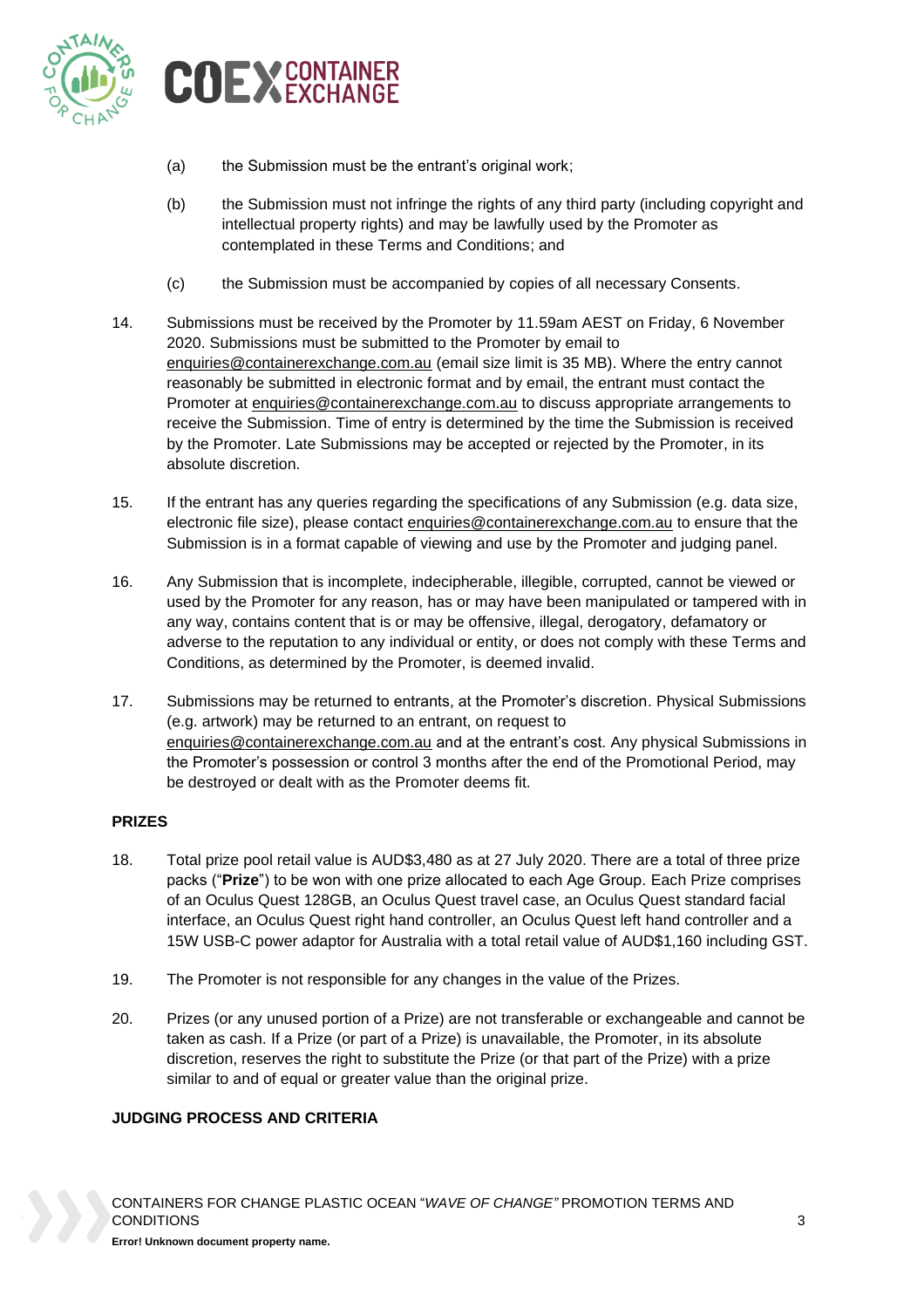(a) the Submission must be the entrant's original work;

(b) the Submission must not infringe the rights of any third party (including copyright and intellectual property rights) and may be lawfully used by the Promoter as contemplated in these Terms and Conditions; and

(c) the Submission must be accompanied by copies of all necessary Consents.

14. Submissions must be received by the Promoter by 11.59am AEST on Friday, 6 November 2020. Submissions must be submitted to the Promoter by email to enquiries@containerexchange.com.au (email size limit is 35 MB). Where the entry cannot reasonably be submitted in electronic format and by email, the entrant must contact the Promoter at enquiries@containerexchange.com.au to discuss appropriate arrangements to receive the Submission. Time of entry is determined by the time the Submission is received by the Promoter. Late Submissions may be accepted or rejected by the Promoter, in its absolute discretion.

15. If the entrant has any queries regarding the specifications of any Submission (e.g. data size, electronic file size), please contact enquiries@containerexchange.com.au to ensure that the Submission is in a format capable of viewing and use by the Promoter and judging panel.

16. Any Submission that is incomplete, indecipherable, illegible, corrupted, cannot be viewed or used by the Promoter for any reason, has or may have been manipulated or tampered with in any way, contains content that is or may be offensive, illegal, derogatory, defamatory or adverse to the reputation to any individual or entity, or does not comply with these Terms and Conditions, as determined by the Promoter, is deemed invalid.

17. Submissions may be returned to entrants, at the Promoter's discretion. Physical Submissions (e.g. artwork) may be returned to an entrant, on request to enquiries@containerexchange.com.au and at the entrant's cost. Any physical Submissions in the Promoter's possession or control 3 months after the end of the Promotional Period, may be destroyed or dealt with as the Promoter deems fit.

**PRIZES**

18. Total prize pool retail value is AUD$3,480 as at 27 July 2020. There are a total of three prize packs ("**Prize**") to be won with one prize allocated to each Age Group. Each Prize comprises of an Oculus Quest 128GB, an Oculus Quest travel case, an Oculus Quest standard facial interface, an Oculus Quest right hand controller, an Oculus Quest left hand controller and a 15W USB-C power adaptor for Australia with a total retail value of AUD$1,160 including GST.

19. The Promoter is not responsible for any changes in the value of the Prizes.

20. Prizes (or any unused portion of a Prize) are not transferable or exchangeable and cannot be taken as cash. If a Prize (or part of a Prize) is unavailable, the Promoter, in its absolute discretion, reserves the right to substitute the Prize (or that part of the Prize) with a prize similar to and of equal or greater value than the original prize.

**JUDGING PROCESS AND CRITERIA**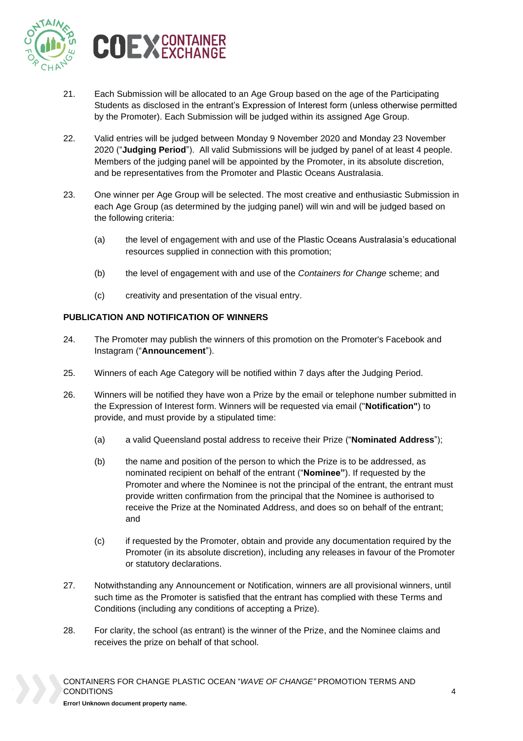21. Each Submission will be allocated to an Age Group based on the age of the Participating Students as disclosed in the entrant's Expression of Interest form (unless otherwise permitted by the Promoter). Each Submission will be judged within its assigned Age Group.

22. Valid entries will be judged between Monday 9 November 2020 and Monday 23 November 2020 ("**Judging Period**"). All valid Submissions will be judged by panel of at least 4 people. Members of the judging panel will be appointed by the Promoter, in its absolute discretion, and be representatives from the Promoter and Plastic Oceans Australasia.

23. One winner per Age Group will be selected. The most creative and enthusiastic Submission in each Age Group (as determined by the judging panel) will win and will be judged based on the following criteria:

    (a) the level of engagement with and use of the Plastic Oceans Australasia's educational resources supplied in connection with this promotion;

    (b) the level of engagement with and use of the *Containers for Change* scheme; and

    (c) creativity and presentation of the visual entry.

**PUBLICATION AND NOTIFICATION OF WINNERS**

24. The Promoter may publish the winners of this promotion on the Promoter's Facebook and Instagram ("**Announcement**").

25. Winners of each Age Category will be notified within 7 days after the Judging Period.

26. Winners will be notified they have won a Prize by the email or telephone number submitted in the Expression of Interest form. Winners will be requested via email ("**Notification"**) to provide, and must provide by a stipulated time:

    (a) a valid Queensland postal address to receive their Prize ("**Nominated Address**");

    (b) the name and position of the person to which the Prize is to be addressed, as nominated recipient on behalf of the entrant ("**Nominee"**). If requested by the Promoter and where the Nominee is not the principal of the entrant, the entrant must provide written confirmation from the principal that the Nominee is authorised to receive the Prize at the Nominated Address, and does so on behalf of the entrant; and

    (c) if requested by the Promoter, obtain and provide any documentation required by the Promoter (in its absolute discretion), including any releases in favour of the Promoter or statutory declarations.

27. Notwithstanding any Announcement or Notification, winners are all provisional winners, until such time as the Promoter is satisfied that the entrant has complied with these Terms and Conditions (including any conditions of accepting a Prize).

28. For clarity, the school (as entrant) is the winner of the Prize, and the Nominee claims and receives the prize on behalf of that school.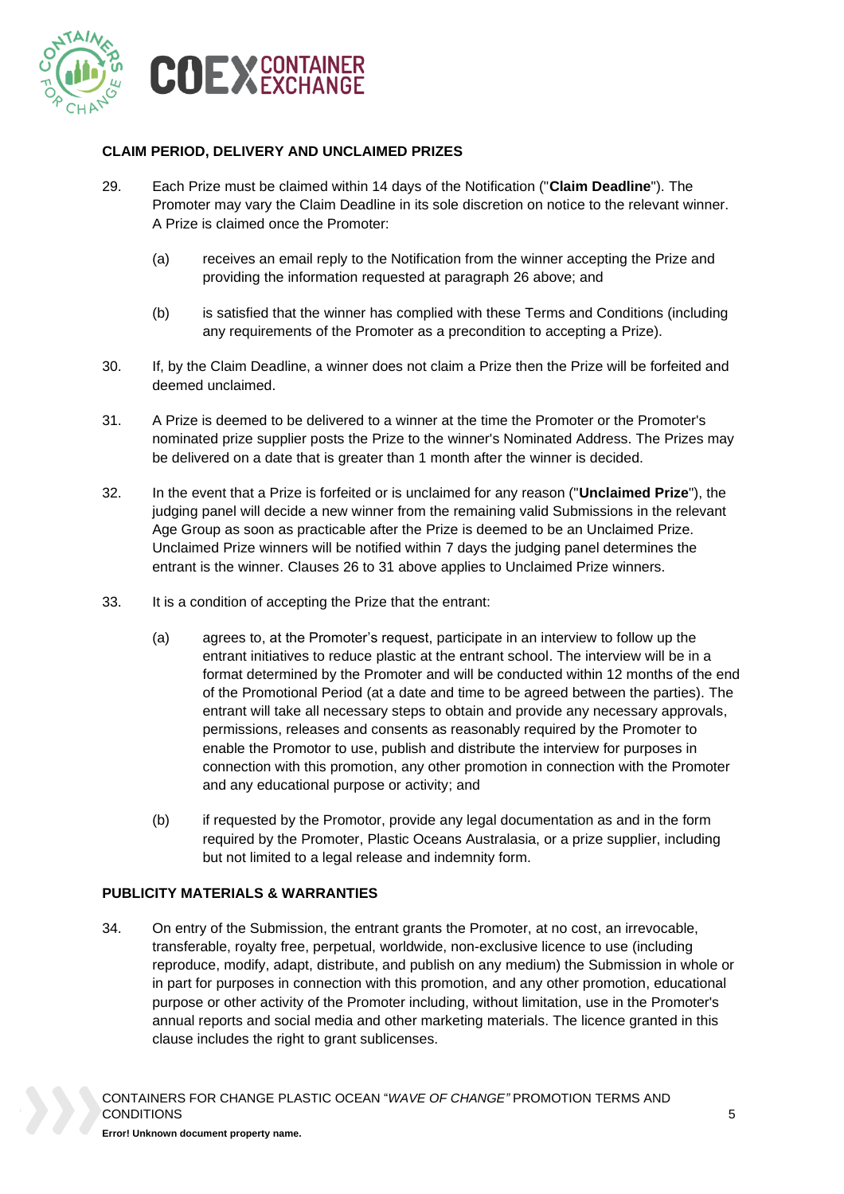## CLAIM PERIOD, DELIVERY AND UNCLAIMED PRIZES

29. Each Prize must be claimed within 14 days of the Notification ("**Claim Deadline**"). The Promoter may vary the Claim Deadline in its sole discretion on notice to the relevant winner. A Prize is claimed once the Promoter:

    (a) receives an email reply to the Notification from the winner accepting the Prize and providing the information requested at paragraph 26 above; and

    (b) is satisfied that the winner has complied with these Terms and Conditions (including any requirements of the Promoter as a precondition to accepting a Prize).

30. If, by the Claim Deadline, a winner does not claim a Prize then the Prize will be forfeited and deemed unclaimed.

31. A Prize is deemed to be delivered to a winner at the time the Promoter or the Promoter's nominated prize supplier posts the Prize to the winner's Nominated Address. The Prizes may be delivered on a date that is greater than 1 month after the winner is decided.

32. In the event that a Prize is forfeited or is unclaimed for any reason ("**Unclaimed Prize**"), the judging panel will decide a new winner from the remaining valid Submissions in the relevant Age Group as soon as practicable after the Prize is deemed to be an Unclaimed Prize. Unclaimed Prize winners will be notified within 7 days the judging panel determines the entrant is the winner. Clauses 26 to 31 above applies to Unclaimed Prize winners.

33. It is a condition of accepting the Prize that the entrant:

    (a) agrees to, at the Promoter's request, participate in an interview to follow up the entrant initiatives to reduce plastic at the entrant school. The interview will be in a format determined by the Promoter and will be conducted within 12 months of the end of the Promotional Period (at a date and time to be agreed between the parties). The entrant will take all necessary steps to obtain and provide any necessary approvals, permissions, releases and consents as reasonably required by the Promoter to enable the Promotor to use, publish and distribute the interview for purposes in connection with this promotion, any other promotion in connection with the Promoter and any educational purpose or activity; and

    (b) if requested by the Promotor, provide any legal documentation as and in the form required by the Promoter, Plastic Oceans Australasia, or a prize supplier, including but not limited to a legal release and indemnity form.

## PUBLICITY MATERIALS & WARRANTIES

34. On entry of the Submission, the entrant grants the Promoter, at no cost, an irrevocable, transferable, royalty free, perpetual, worldwide, non-exclusive licence to use (including reproduce, modify, adapt, distribute, and publish on any medium) the Submission in whole or in part for purposes in connection with this promotion, and any other promotion, educational purpose or other activity of the Promoter including, without limitation, use in the Promoter's annual reports and social media and other marketing materials. The licence granted in this clause includes the right to grant sublicenses.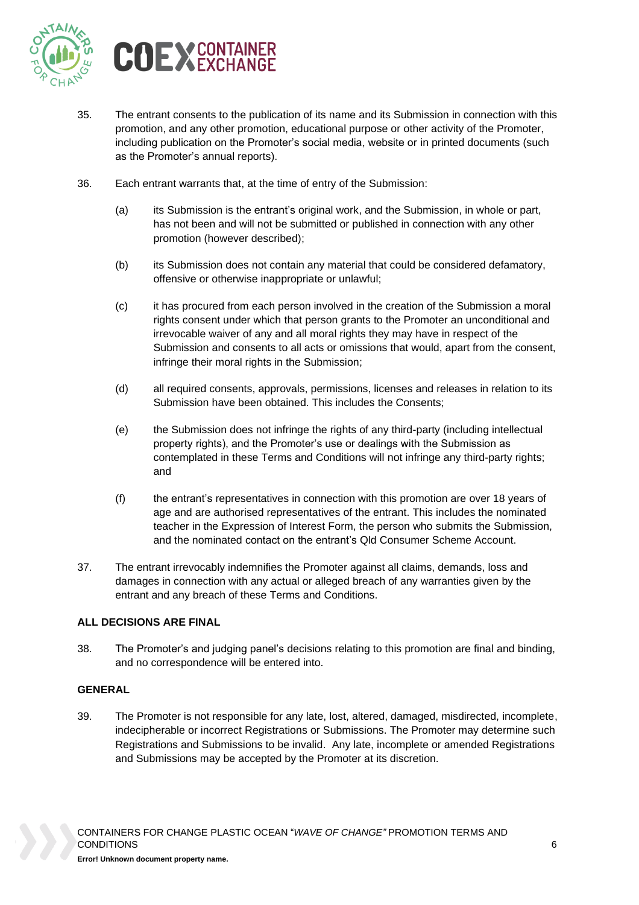35. The entrant consents to the publication of its name and its Submission in connection with this promotion, and any other promotion, educational purpose or other activity of the Promoter, including publication on the Promoter's social media, website or in printed documents (such as the Promoter's annual reports).

36. Each entrant warrants that, at the time of entry of the Submission:

    (a) its Submission is the entrant's original work, and the Submission, in whole or part, has not been and will not be submitted or published in connection with any other promotion (however described);

    (b) its Submission does not contain any material that could be considered defamatory, offensive or otherwise inappropriate or unlawful;

    (c) it has procured from each person involved in the creation of the Submission a moral rights consent under which that person grants to the Promoter an unconditional and irrevocable waiver of any and all moral rights they may have in respect of the Submission and consents to all acts or omissions that would, apart from the consent, infringe their moral rights in the Submission;

    (d) all required consents, approvals, permissions, licenses and releases in relation to its Submission have been obtained. This includes the Consents;

    (e) the Submission does not infringe the rights of any third-party (including intellectual property rights), and the Promoter's use or dealings with the Submission as contemplated in these Terms and Conditions will not infringe any third-party rights; and

    (f) the entrant's representatives in connection with this promotion are over 18 years of age and are authorised representatives of the entrant. This includes the nominated teacher in the Expression of Interest Form, the person who submits the Submission, and the nominated contact on the entrant's Qld Consumer Scheme Account.

37. The entrant irrevocably indemnifies the Promoter against all claims, demands, loss and damages in connection with any actual or alleged breach of any warranties given by the entrant and any breach of these Terms and Conditions.

**ALL DECISIONS ARE FINAL**

38. The Promoter's and judging panel's decisions relating to this promotion are final and binding, and no correspondence will be entered into.

**GENERAL**

39. The Promoter is not responsible for any late, lost, altered, damaged, misdirected, incomplete, indecipherable or incorrect Registrations or Submissions. The Promoter may determine such Registrations and Submissions to be invalid. Any late, incomplete or amended Registrations and Submissions may be accepted by the Promoter at its discretion.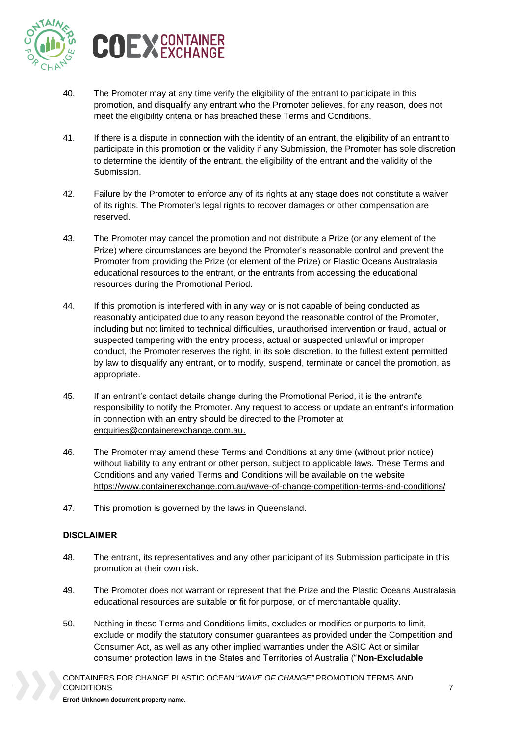40. The Promoter may at any time verify the eligibility of the entrant to participate in this promotion, and disqualify any entrant who the Promoter believes, for any reason, does not meet the eligibility criteria or has breached these Terms and Conditions.

41. If there is a dispute in connection with the identity of an entrant, the eligibility of an entrant to participate in this promotion or the validity if any Submission, the Promoter has sole discretion to determine the identity of the entrant, the eligibility of the entrant and the validity of the Submission.

42. Failure by the Promoter to enforce any of its rights at any stage does not constitute a waiver of its rights. The Promoter's legal rights to recover damages or other compensation are reserved.

43. The Promoter may cancel the promotion and not distribute a Prize (or any element of the Prize) where circumstances are beyond the Promoter's reasonable control and prevent the Promoter from providing the Prize (or element of the Prize) or Plastic Oceans Australasia educational resources to the entrant, or the entrants from accessing the educational resources during the Promotional Period.

44. If this promotion is interfered with in any way or is not capable of being conducted as reasonably anticipated due to any reason beyond the reasonable control of the Promoter, including but not limited to technical difficulties, unauthorised intervention or fraud, actual or suspected tampering with the entry process, actual or suspected unlawful or improper conduct, the Promoter reserves the right, in its sole discretion, to the fullest extent permitted by law to disqualify any entrant, or to modify, suspend, terminate or cancel the promotion, as appropriate.

45. If an entrant's contact details change during the Promotional Period, it is the entrant's responsibility to notify the Promoter. Any request to access or update an entrant's information in connection with an entry should be directed to the Promoter at enquiries@containerexchange.com.au.

46. The Promoter may amend these Terms and Conditions at any time (without prior notice) without liability to any entrant or other person, subject to applicable laws. These Terms and Conditions and any varied Terms and Conditions will be available on the website https://www.containerexchange.com.au/wave-of-change-competition-terms-and-conditions/

47. This promotion is governed by the laws in Queensland.

## DISCLAIMER

48. The entrant, its representatives and any other participant of its Submission participate in this promotion at their own risk.

49. The Promoter does not warrant or represent that the Prize and the Plastic Oceans Australasia educational resources are suitable or fit for purpose, or of merchantable quality.

50. Nothing in these Terms and Conditions limits, excludes or modifies or purports to limit, exclude or modify the statutory consumer guarantees as provided under the Competition and Consumer Act, as well as any other implied warranties under the ASIC Act or similar consumer protection laws in the States and Territories of Australia ("**Non-Excludable**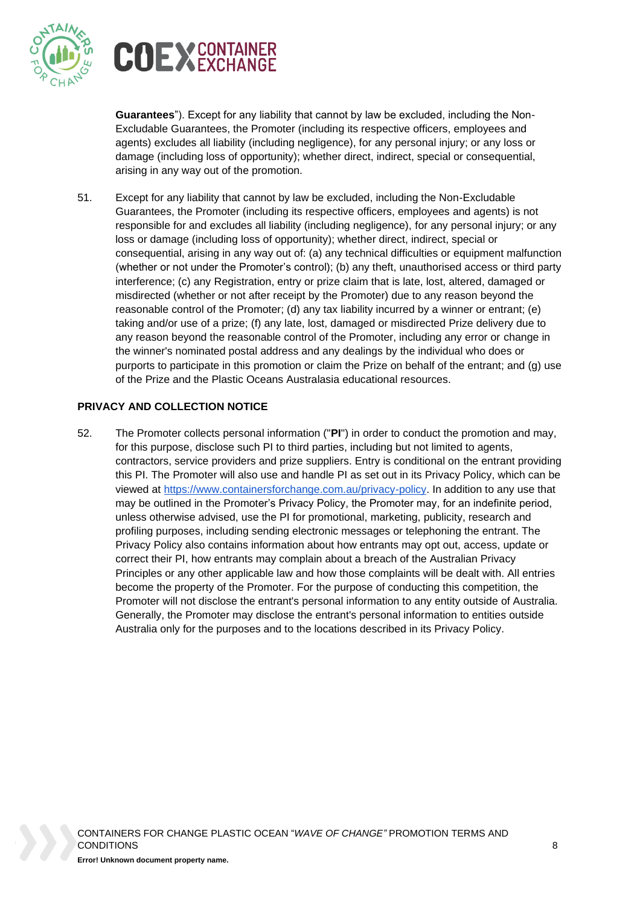**Guarantees**"). Except for any liability that cannot by law be excluded, including the Non-Excludable Guarantees, the Promoter (including its respective officers, employees and agents) excludes all liability (including negligence), for any personal injury; or any loss or damage (including loss of opportunity); whether direct, indirect, special or consequential, arising in any way out of the promotion.

51. Except for any liability that cannot by law be excluded, including the Non-Excludable Guarantees, the Promoter (including its respective officers, employees and agents) is not responsible for and excludes all liability (including negligence), for any personal injury; or any loss or damage (including loss of opportunity); whether direct, indirect, special or consequential, arising in any way out of: (a) any technical difficulties or equipment malfunction (whether or not under the Promoter's control); (b) any theft, unauthorised access or third party interference; (c) any Registration, entry or prize claim that is late, lost, altered, damaged or misdirected (whether or not after receipt by the Promoter) due to any reason beyond the reasonable control of the Promoter; (d) any tax liability incurred by a winner or entrant; (e) taking and/or use of a prize; (f) any late, lost, damaged or misdirected Prize delivery due to any reason beyond the reasonable control of the Promoter, including any error or change in the winner's nominated postal address and any dealings by the individual who does or purports to participate in this promotion or claim the Prize on behalf of the entrant; and (g) use of the Prize and the Plastic Oceans Australasia educational resources.

**PRIVACY AND COLLECTION NOTICE**

52. The Promoter collects personal information ("**PI**") in order to conduct the promotion and may, for this purpose, disclose such PI to third parties, including but not limited to agents, contractors, service providers and prize suppliers. Entry is conditional on the entrant providing this PI. The Promoter will also use and handle PI as set out in its Privacy Policy, which can be viewed at https://www.containersforchange.com.au/privacy-policy. In addition to any use that may be outlined in the Promoter's Privacy Policy, the Promoter may, for an indefinite period, unless otherwise advised, use the PI for promotional, marketing, publicity, research and profiling purposes, including sending electronic messages or telephoning the entrant. The Privacy Policy also contains information about how entrants may opt out, access, update or correct their PI, how entrants may complain about a breach of the Australian Privacy Principles or any other applicable law and how those complaints will be dealt with. All entries become the property of the Promoter. For the purpose of conducting this competition, the Promoter will not disclose the entrant's personal information to any entity outside of Australia. Generally, the Promoter may disclose the entrant's personal information to entities outside Australia only for the purposes and to the locations described in its Privacy Policy.